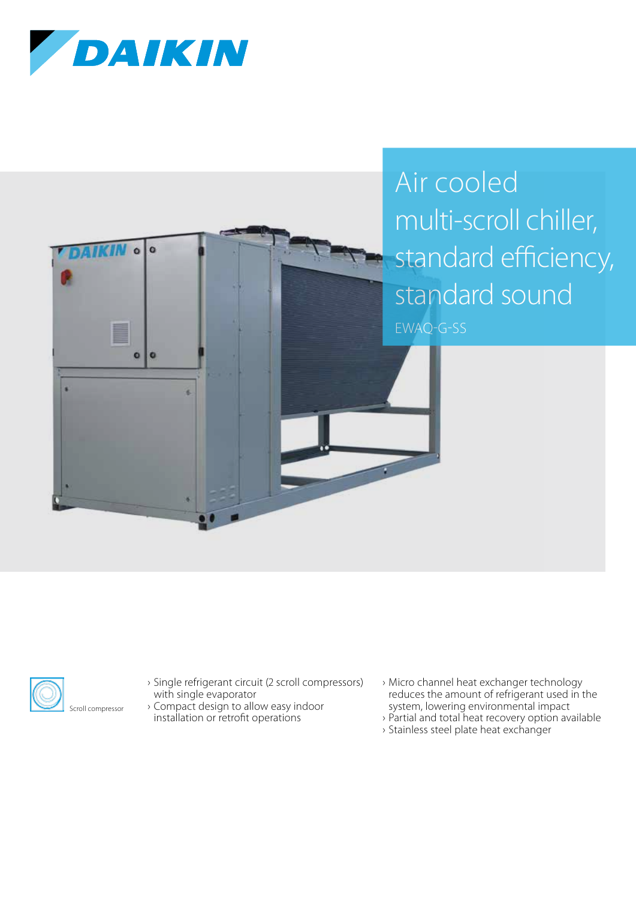# Air cooled multi-scroll chiller, standard efficiency, standard sound

EWAQ-G-SS

Scroll compressor

- Single refrigerant circuit (2 scroll compressors) with single evaporator
- Compact design to allow easy indoor installation or retrofit operations
- Micro channel heat exchanger technology reduces the amount of refrigerant used in the system, lowering environmental impact
- Partial and total heat recovery option available
- Stainless steel plate heat exchanger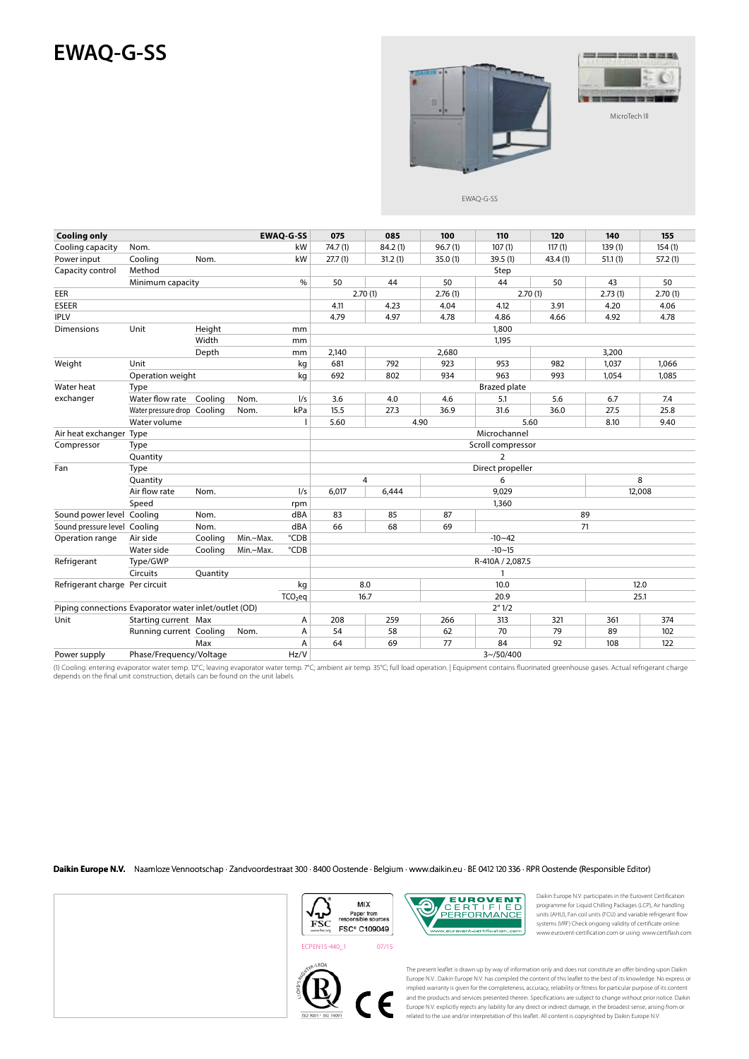# EWAQ-G-SS

MicroTech III

EWAQ-G-SS

| Cooling only | | | | | EWAQ-G-SS | 075 | 085 | 100 | 110 | 120 | 140 | 155 |
|---|---|---|---|---|---|---|---|---|---|---|---|---|
| Cooling capacity | Nom. | | | | kW | 74.7 (1) | 84.2 (1) | 96.7 (1) | 107 (1) | 117 (1) | 139 (1) | 154 (1) |
| Power input | Cooling | Nom. | | | kW | 27.7 (1) | 31.2 (1) | 35.0 (1) | 39.5 (1) | 43.4 (1) | 51.1 (1) | 57.2 (1) |
| Capacity control | Method | | | | | Step | | | | | | |
| | Minimum capacity | | | | % | 50 | 44 | 50 | 44 | 50 | 43 | 50 |
| EER | | | | | | 2.70 (1) | | 2.76 (1) | 2.70 (1) | | 2.73 (1) | 2.70 (1) |
| ESEER | | | | | | 4.11 | 4.23 | 4.04 | 4.12 | 3.91 | 4.20 | 4.06 |
| IPLV | | | | | | 4.79 | 4.97 | 4.78 | 4.86 | 4.66 | 4.92 | 4.78 |
| Dimensions | Unit | Height | | | mm | 1,800 | | | | | | |
| | | Width | | | mm | 1,195 | | | | | | |
| | | Depth | | | mm | 2,140 | 2,680 | | | | 3,200 | |
| Weight | Unit | | | | kg | 681 | 792 | 923 | 953 | 982 | 1,037 | 1,066 |
| | Operation weight | | | | kg | 692 | 802 | 934 | 963 | 993 | 1,054 | 1,085 |
| Water heat exchanger | Type | | | | | Brazed plate | | | | | | |
| | Water flow rate | Cooling | Nom. | | l/s | 3.6 | 4.0 | 4.6 | 5.1 | 5.6 | 6.7 | 7.4 |
| | Water pressure drop | Cooling | Nom. | | kPa | 15.5 | 27.3 | 36.9 | 31.6 | 36.0 | 27.5 | 25.8 |
| | Water volume | | | | l | 5.60 | 4.90 | | 5.60 | | 8.10 | 9.40 |
| Air heat exchanger | Type | | | | | Microchannel | | | | | | |
| Compressor | Type | | | | | Scroll compressor | | | | | | |
| | Quantity | | | | | 2 | | | | | | |
| Fan | Type | | | | | Direct propeller | | | | | | |
| | Quantity | | | | | 4 | | 6 | | | 8 | |
| | Air flow rate | Nom. | | | l/s | 6,017 | 6,444 | 9,029 | | | 12,008 | |
| | Speed | | | | rpm | 1,360 | | | | | | |
| Sound power level | Cooling | Nom. | | | dBA | 83 | 85 | 87 | 89 | | | |
| Sound pressure level | Cooling | Nom. | | | dBA | 66 | 68 | 69 | 71 | | | |
| Operation range | Air side | Cooling | Min.~Max. | | °CDB | -10~42 | | | | | | |
| | Water side | Cooling | Min.~Max. | | °CDB | -10~15 | | | | | | |
| Refrigerant | Type/GWP | | | | | R-410A / 2,087.5 | | | | | | |
| | Circuits | Quantity | | | | 1 | | | | | | |
| Refrigerant charge | Per circuit | | | | kg | 8.0 | | 10.0 | | | 12.0 | |
| | | | | | $TCO_2eq$ | 16.7 | | 20.9 | | | 25.1 | |
| Piping connections | Evaporator water inlet/outlet (OD) | | | | | 2" 1/2 | | | | | | |
| Unit | Starting current | Max | | | A | 208 | 259 | 266 | 313 | 321 | 361 | 374 |
| | Running current | Cooling | Nom. | | A | 54 | 58 | 62 | 70 | 79 | 89 | 102 |
| | | Max | | | A | 64 | 69 | 77 | 84 | 92 | 108 | 122 |
| Power supply | Phase/Frequency/Voltage | | | | Hz/V | 3~/50/400 | | | | | | |

(1) Cooling: entering evaporator water temp. 12°C; leaving evaporator water temp. 7°C; ambient air temp. 35°C; full load operation. | Equipment contains fluorinated greenhouse gases. Actual refrigerant charge depends on the final unit construction, details can be found on the unit labels.

**Daikin Europe N.V.** Naamloze Vennootschap · Zandvoordestraat 300 · 8400 Oostende · Belgium · www.daikin.eu · BE 0412 120 336 · RPR Oostende (Responsible Editor)

MIX Paper from responsible sources FSC® C109049

EUROVENT CERTIFIED PERFORMANCE www.eurovent-certification.com

Daikin Europe N.V. participates in the Eurovent Certification programme for Liquid Chilling Packages (LCP), Air handling units (AHU), Fan coil units (FCU) and variable refrigerant flow systems (VRF) Check ongoing validity of certificate online: www.eurovent-certification.com or using: www.certiflash.com

ECPEN15-440_1 07/15

ISO 9001 · ISO 14001

The present leaflet is drawn up by way of information only and does not constitute an offer binding upon Daikin Europe N.V.. Daikin Europe N.V. has compiled the content of this leaflet to the best of its knowledge. No express or implied warranty is given for the completeness, accuracy, reliability or fitness for particular purpose of its content and the products and services presented therein. Specifications are subject to change without prior notice. Daikin Europe N.V. explicitly rejects any liability for any direct or indirect damage, in the broadest sense, arising from or related to the use and/or interpretation of this leaflet. All content is copyrighted by Daikin Europe N.V.